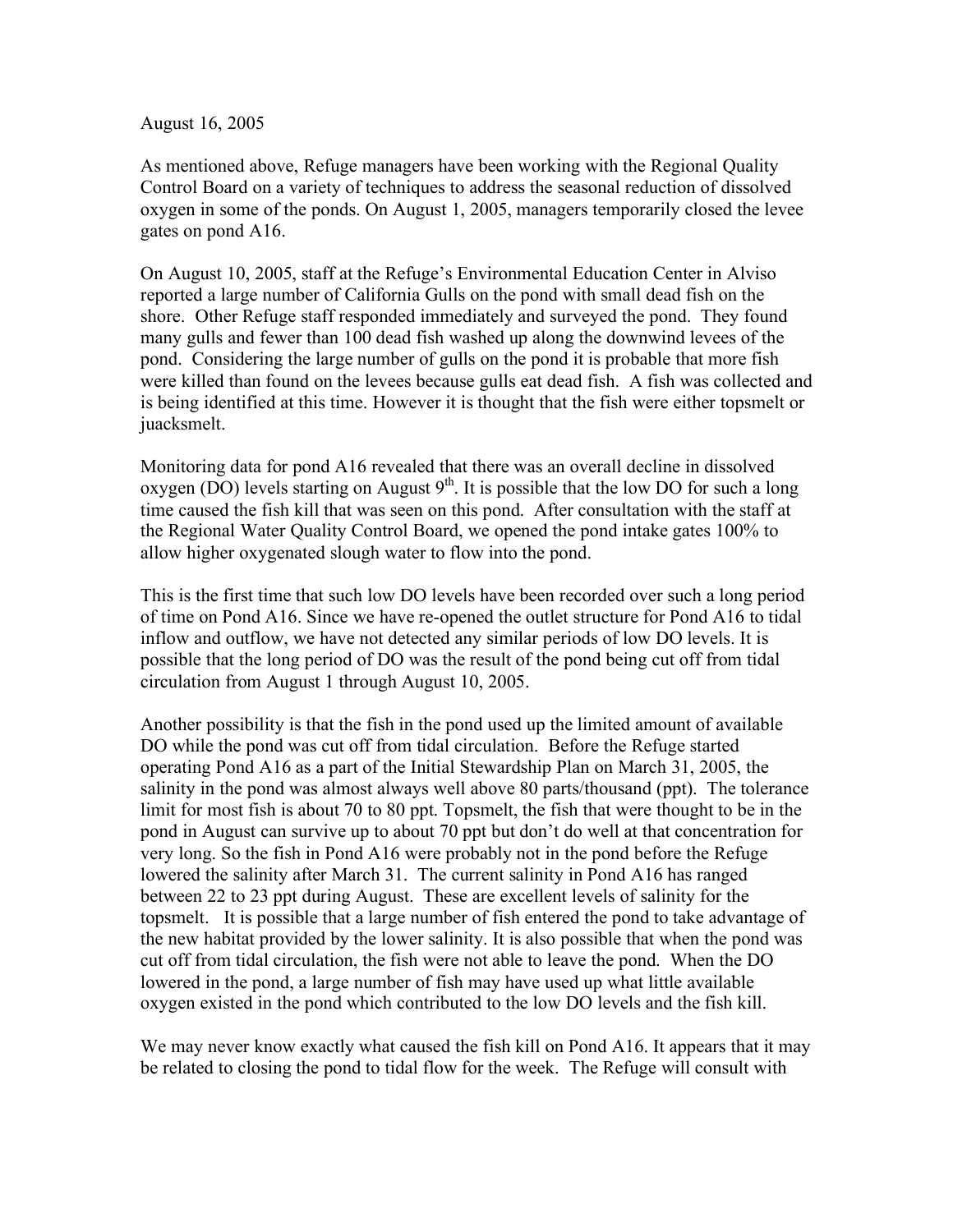August 16, 2005

As mentioned above, Refuge managers have been working with the Regional Quality Control Board on a variety of techniques to address the seasonal reduction of dissolved oxygen in some of the ponds. On August 1, 2005, managers temporarily closed the levee gates on pond A16.

On August 10, 2005, staff at the Refuge's Environmental Education Center in Alviso reported a large number of California Gulls on the pond with small dead fish on the shore. Other Refuge staff responded immediately and surveyed the pond. They found many gulls and fewer than 100 dead fish washed up along the downwind levees of the pond. Considering the large number of gulls on the pond it is probable that more fish were killed than found on the levees because gulls eat dead fish. A fish was collected and is being identified at this time. However it is thought that the fish were either topsmelt or juacksmelt.

Monitoring data for pond A16 revealed that there was an overall decline in dissolved oxygen (DO) levels starting on August 9th. It is possible that the low DO for such a long time caused the fish kill that was seen on this pond. After consultation with the staff at the Regional Water Quality Control Board, we opened the pond intake gates 100% to allow higher oxygenated slough water to flow into the pond.

This is the first time that such low DO levels have been recorded over such a long period of time on Pond A16. Since we have re-opened the outlet structure for Pond A16 to tidal inflow and outflow, we have not detected any similar periods of low DO levels. It is possible that the long period of DO was the result of the pond being cut off from tidal circulation from August 1 through August 10, 2005.

Another possibility is that the fish in the pond used up the limited amount of available DO while the pond was cut off from tidal circulation. Before the Refuge started operating Pond A16 as a part of the Initial Stewardship Plan on March 31, 2005, the salinity in the pond was almost always well above 80 parts/thousand (ppt). The tolerance limit for most fish is about 70 to 80 ppt. Topsmelt, the fish that were thought to be in the pond in August can survive up to about 70 ppt but don't do well at that concentration for very long. So the fish in Pond A16 were probably not in the pond before the Refuge lowered the salinity after March 31. The current salinity in Pond A16 has ranged between 22 to 23 ppt during August. These are excellent levels of salinity for the topsmelt. It is possible that a large number of fish entered the pond to take advantage of the new habitat provided by the lower salinity. It is also possible that when the pond was cut off from tidal circulation, the fish were not able to leave the pond. When the DO lowered in the pond, a large number of fish may have used up what little available oxygen existed in the pond which contributed to the low DO levels and the fish kill.

We may never know exactly what caused the fish kill on Pond A16. It appears that it may be related to closing the pond to tidal flow for the week. The Refuge will consult with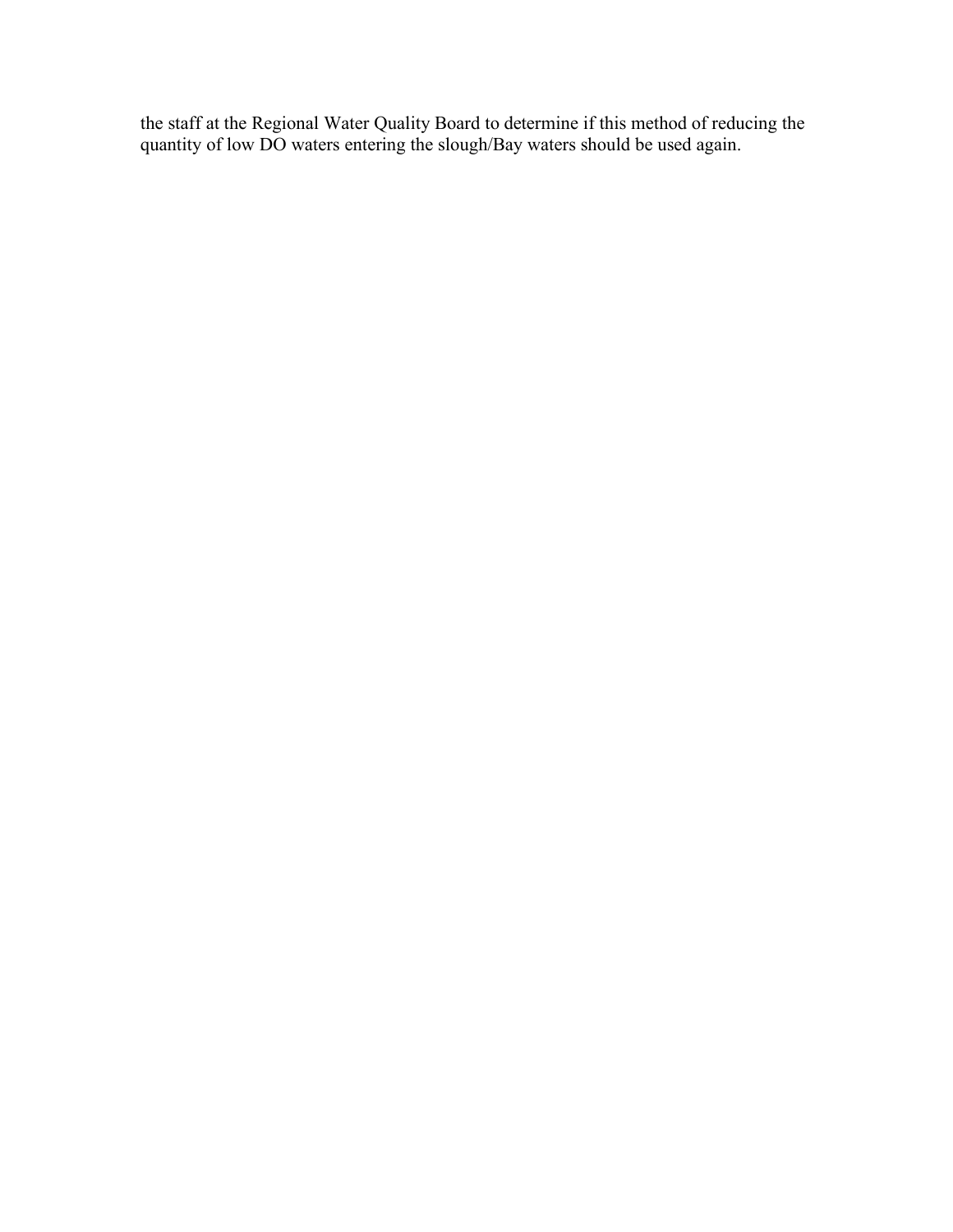the staff at the Regional Water Quality Board to determine if this method of reducing the quantity of low DO waters entering the slough/Bay waters should be used again.